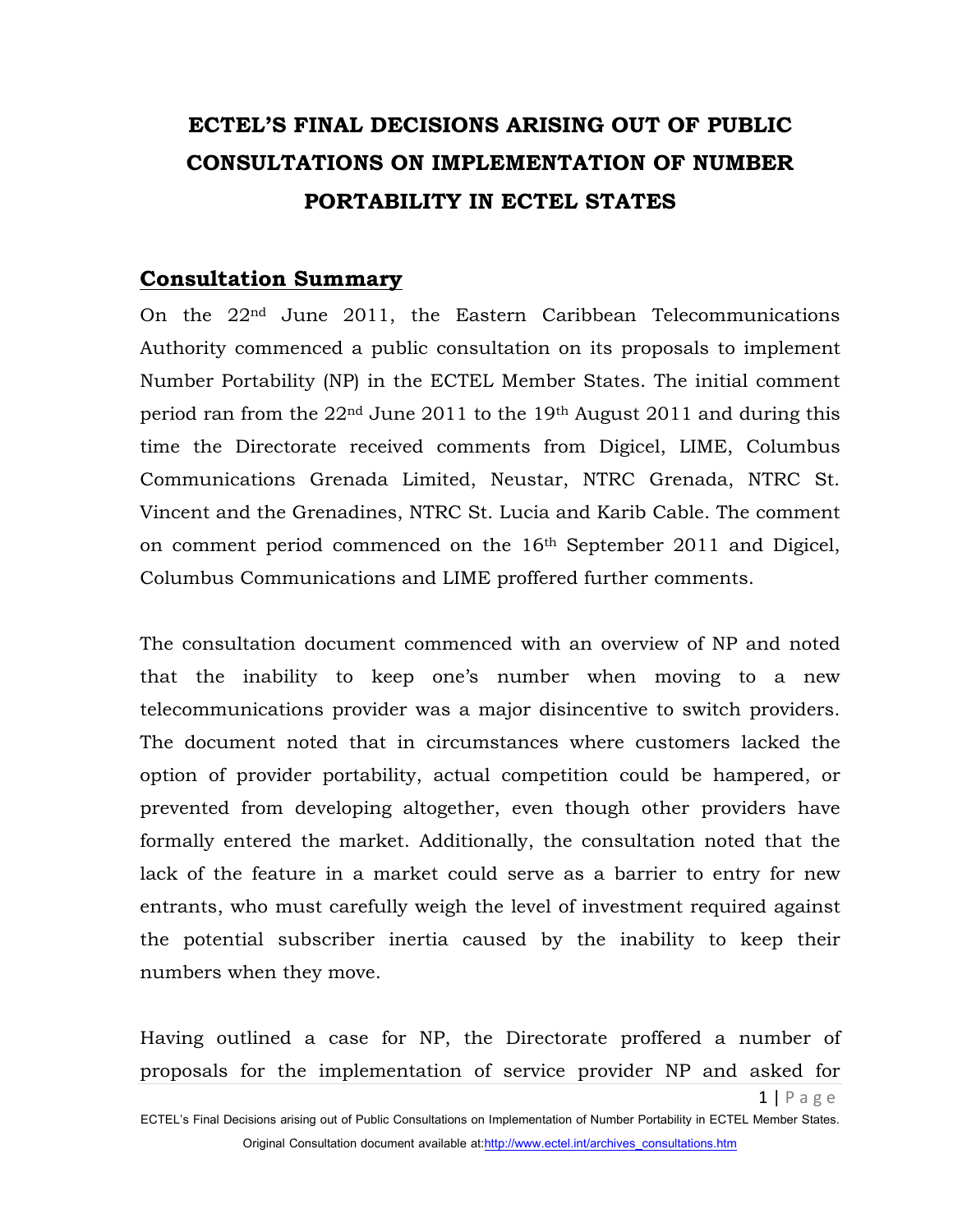# ECTEL'S FINAL DECISIONS ARISING OUT OF PUBLIC CONSULTATIONS ON IMPLEMENTATION OF NUMBER PORTABILITY IN ECTEL STATES

## Consultation Summary

On the 22nd June 2011, the Eastern Caribbean Telecommunications Authority commenced a public consultation on its proposals to implement Number Portability (NP) in the ECTEL Member States. The initial comment period ran from the 22nd June 2011 to the 19th August 2011 and during this time the Directorate received comments from Digicel, LIME, Columbus Communications Grenada Limited, Neustar, NTRC Grenada, NTRC St. Vincent and the Grenadines, NTRC St. Lucia and Karib Cable. The comment on comment period commenced on the 16th September 2011 and Digicel, Columbus Communications and LIME proffered further comments.

The consultation document commenced with an overview of NP and noted that the inability to keep one's number when moving to a new telecommunications provider was a major disincentive to switch providers. The document noted that in circumstances where customers lacked the option of provider portability, actual competition could be hampered, or prevented from developing altogether, even though other providers have formally entered the market. Additionally, the consultation noted that the lack of the feature in a market could serve as a barrier to entry for new entrants, who must carefully weigh the level of investment required against the potential subscriber inertia caused by the inability to keep their numbers when they move.

Having outlined a case for NP, the Directorate proffered a number of proposals for the implementation of service provider NP and asked for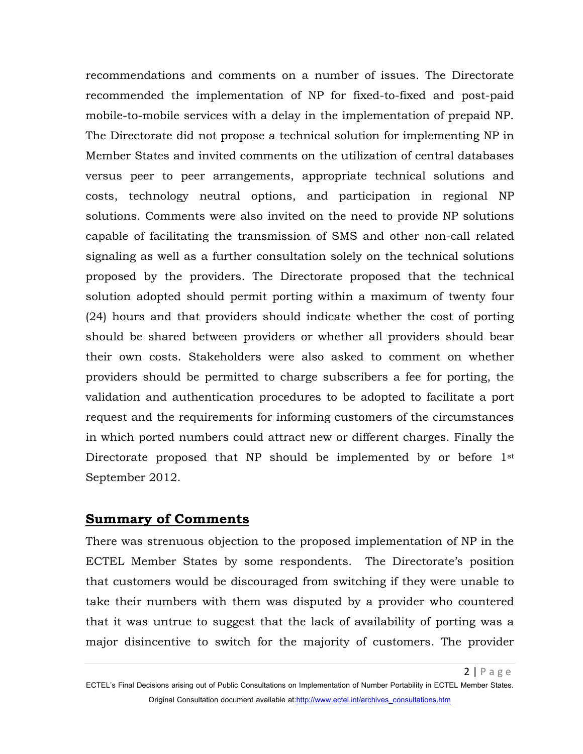recommendations and comments on a number of issues. The Directorate recommended the implementation of NP for fixed-to-fixed and post-paid mobile-to-mobile services with a delay in the implementation of prepaid NP. The Directorate did not propose a technical solution for implementing NP in Member States and invited comments on the utilization of central databases versus peer to peer arrangements, appropriate technical solutions and costs, technology neutral options, and participation in regional NP solutions. Comments were also invited on the need to provide NP solutions capable of facilitating the transmission of SMS and other non-call related signaling as well as a further consultation solely on the technical solutions proposed by the providers. The Directorate proposed that the technical solution adopted should permit porting within a maximum of twenty four (24) hours and that providers should indicate whether the cost of porting should be shared between providers or whether all providers should bear their own costs. Stakeholders were also asked to comment on whether providers should be permitted to charge subscribers a fee for porting, the validation and authentication procedures to be adopted to facilitate a port request and the requirements for informing customers of the circumstances in which ported numbers could attract new or different charges. Finally the Directorate proposed that NP should be implemented by or before 1st September 2012.

## Summary of Comments

There was strenuous objection to the proposed implementation of NP in the ECTEL Member States by some respondents. The Directorate's position that customers would be discouraged from switching if they were unable to take their numbers with them was disputed by a provider who countered that it was untrue to suggest that the lack of availability of porting was a major disincentive to switch for the majority of customers. The provider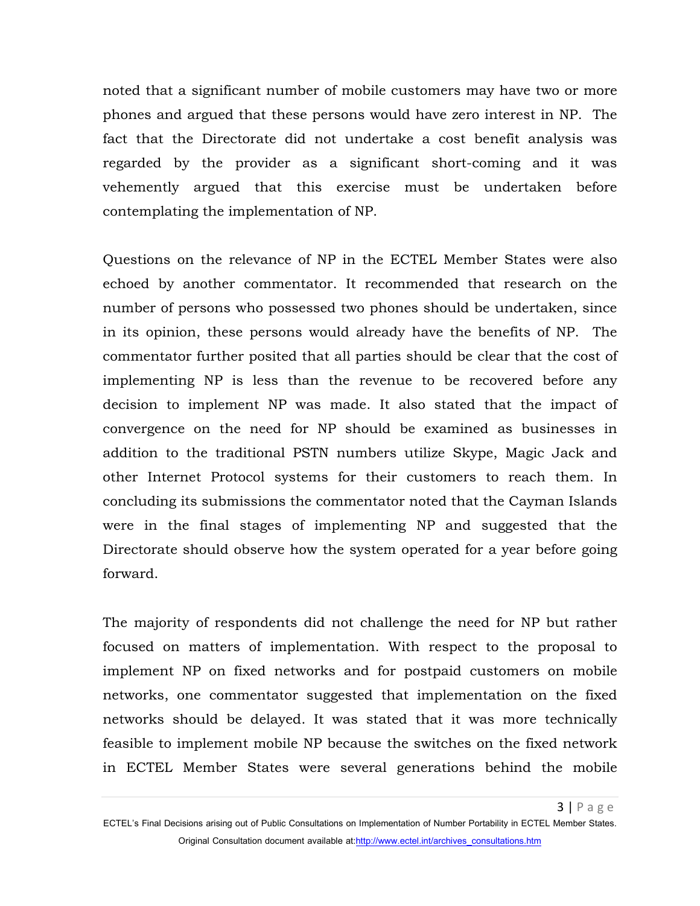noted that a significant number of mobile customers may have two or more phones and argued that these persons would have zero interest in NP. The fact that the Directorate did not undertake a cost benefit analysis was regarded by the provider as a significant short-coming and it was vehemently argued that this exercise must be undertaken before contemplating the implementation of NP.

Questions on the relevance of NP in the ECTEL Member States were also echoed by another commentator. It recommended that research on the number of persons who possessed two phones should be undertaken, since in its opinion, these persons would already have the benefits of NP. The commentator further posited that all parties should be clear that the cost of implementing NP is less than the revenue to be recovered before any decision to implement NP was made. It also stated that the impact of convergence on the need for NP should be examined as businesses in addition to the traditional PSTN numbers utilize Skype, Magic Jack and other Internet Protocol systems for their customers to reach them. In concluding its submissions the commentator noted that the Cayman Islands were in the final stages of implementing NP and suggested that the Directorate should observe how the system operated for a year before going forward.

The majority of respondents did not challenge the need for NP but rather focused on matters of implementation. With respect to the proposal to implement NP on fixed networks and for postpaid customers on mobile networks, one commentator suggested that implementation on the fixed networks should be delayed. It was stated that it was more technically feasible to implement mobile NP because the switches on the fixed network in ECTEL Member States were several generations behind the mobile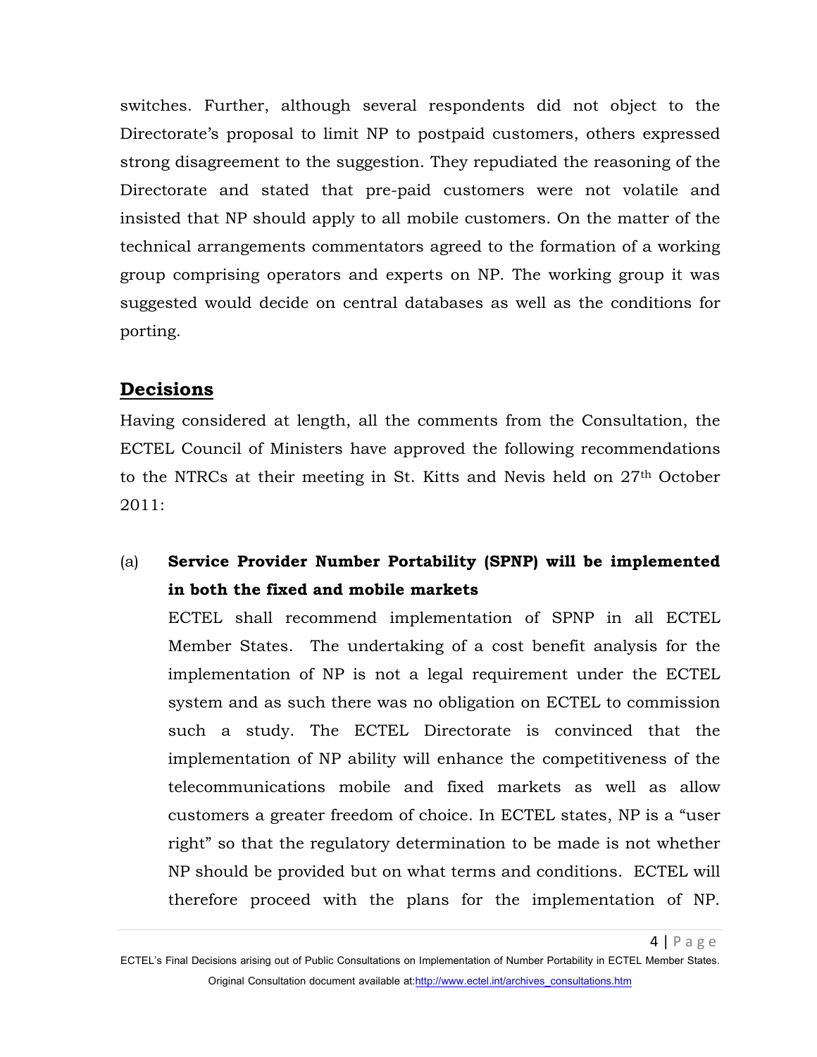switches. Further, although several respondents did not object to the Directorate's proposal to limit NP to postpaid customers, others expressed strong disagreement to the suggestion. They repudiated the reasoning of the Directorate and stated that pre-paid customers were not volatile and insisted that NP should apply to all mobile customers. On the matter of the technical arrangements commentators agreed to the formation of a working group comprising operators and experts on NP. The working group it was suggested would decide on central databases as well as the conditions for porting.

## Decisions

Having considered at length, all the comments from the Consultation, the ECTEL Council of Ministers have approved the following recommendations to the NTRCs at their meeting in St. Kitts and Nevis held on 27th October 2011:

(a) **Service Provider Number Portability (SPNP) will be implemented in both the fixed and mobile markets**

ECTEL shall recommend implementation of SPNP in all ECTEL Member States. The undertaking of a cost benefit analysis for the implementation of NP is not a legal requirement under the ECTEL system and as such there was no obligation on ECTEL to commission such a study. The ECTEL Directorate is convinced that the implementation of NP ability will enhance the competitiveness of the telecommunications mobile and fixed markets as well as allow customers a greater freedom of choice. In ECTEL states, NP is a "user right" so that the regulatory determination to be made is not whether NP should be provided but on what terms and conditions. ECTEL will therefore proceed with the plans for the implementation of NP.

ECTEL's Final Decisions arising out of Public Consultations on Implementation of Number Portability in ECTEL Member States. Original Consultation document available at: http://www.ectel.int/archives_consultations.htm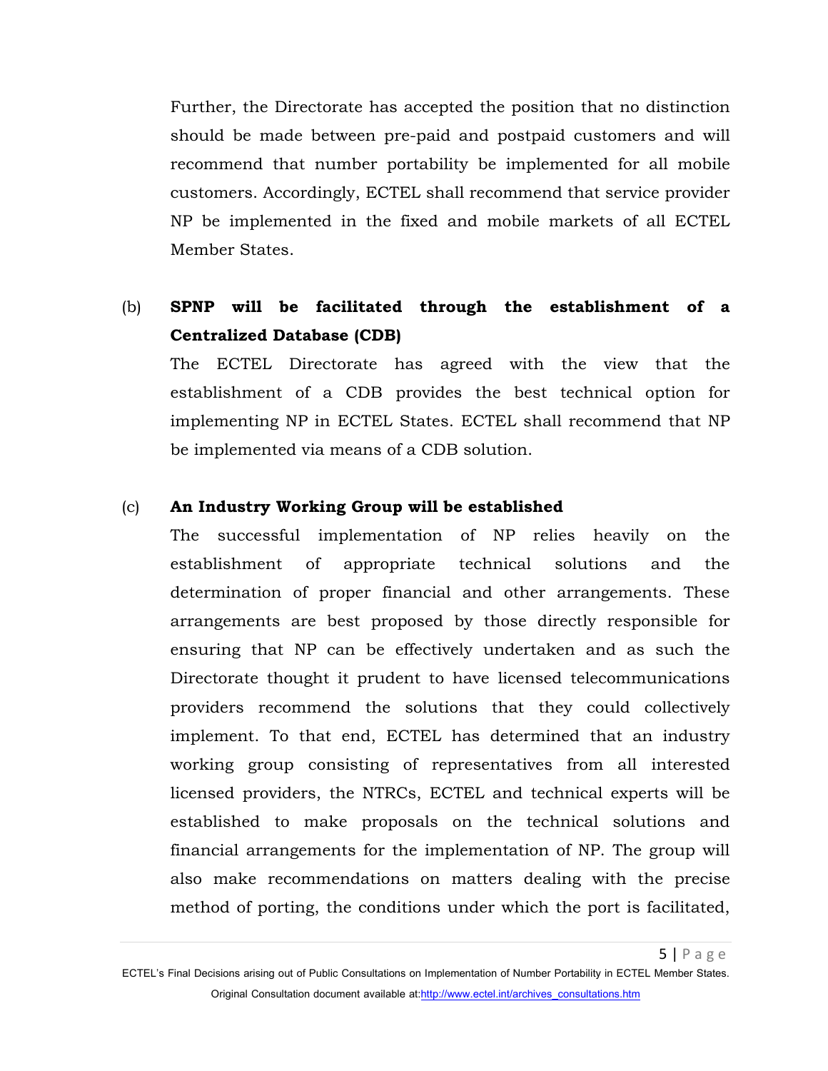Further, the Directorate has accepted the position that no distinction should be made between pre-paid and postpaid customers and will recommend that number portability be implemented for all mobile customers. Accordingly, ECTEL shall recommend that service provider NP be implemented in the fixed and mobile markets of all ECTEL Member States.

(b) **SPNP will be facilitated through the establishment of a Centralized Database (CDB)**

The ECTEL Directorate has agreed with the view that the establishment of a CDB provides the best technical option for implementing NP in ECTEL States. ECTEL shall recommend that NP be implemented via means of a CDB solution.

(c) **An Industry Working Group will be established**

The successful implementation of NP relies heavily on the establishment of appropriate technical solutions and the determination of proper financial and other arrangements. These arrangements are best proposed by those directly responsible for ensuring that NP can be effectively undertaken and as such the Directorate thought it prudent to have licensed telecommunications providers recommend the solutions that they could collectively implement. To that end, ECTEL has determined that an industry working group consisting of representatives from all interested licensed providers, the NTRCs, ECTEL and technical experts will be established to make proposals on the technical solutions and financial arrangements for the implementation of NP. The group will also make recommendations on matters dealing with the precise method of porting, the conditions under which the port is facilitated,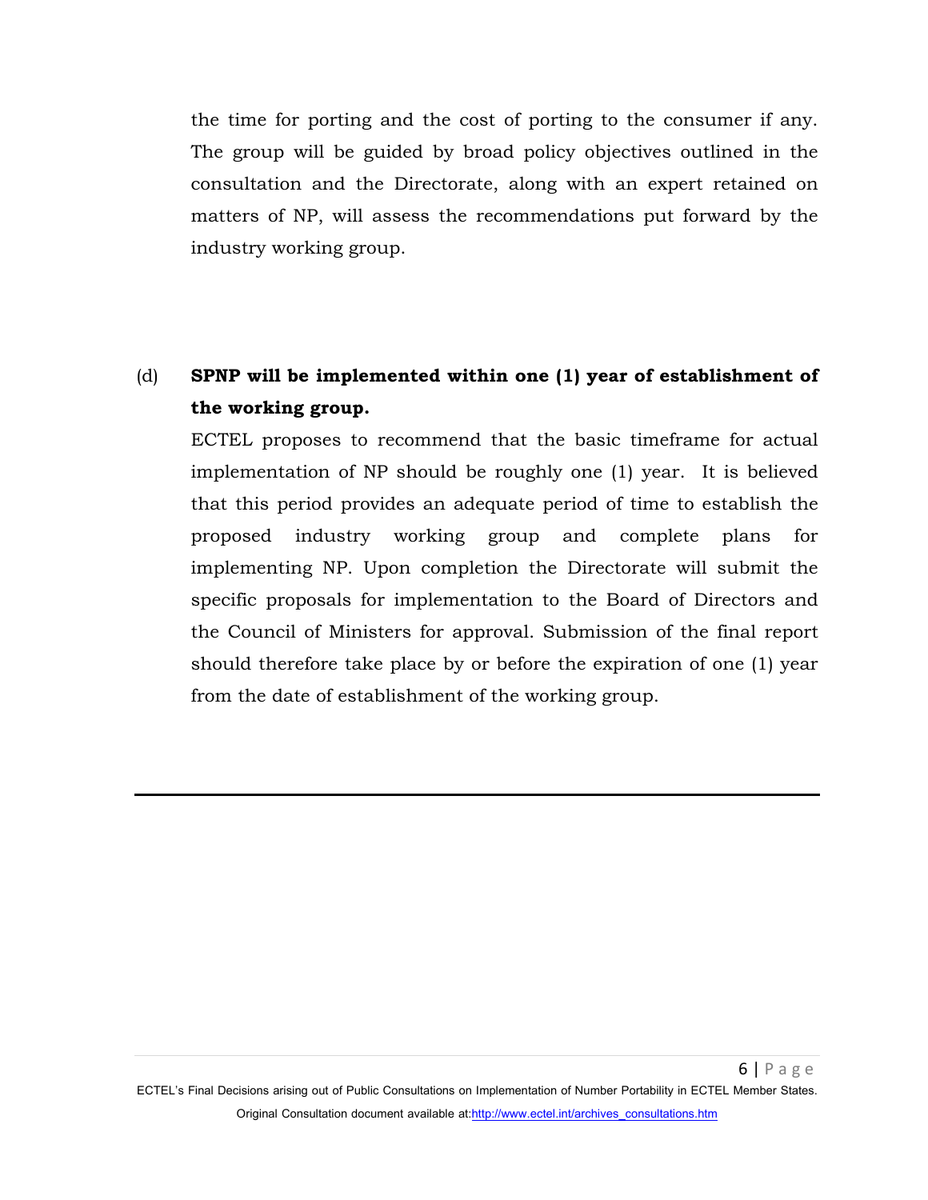the time for porting and the cost of porting to the consumer if any. The group will be guided by broad policy objectives outlined in the consultation and the Directorate, along with an expert retained on matters of NP, will assess the recommendations put forward by the industry working group.

(d) **SPNP will be implemented within one (1) year of establishment of the working group.**

ECTEL proposes to recommend that the basic timeframe for actual implementation of NP should be roughly one (1) year. It is believed that this period provides an adequate period of time to establish the proposed industry working group and complete plans for implementing NP. Upon completion the Directorate will submit the specific proposals for implementation to the Board of Directors and the Council of Ministers for approval. Submission of the final report should therefore take place by or before the expiration of one (1) year from the date of establishment of the working group.

---